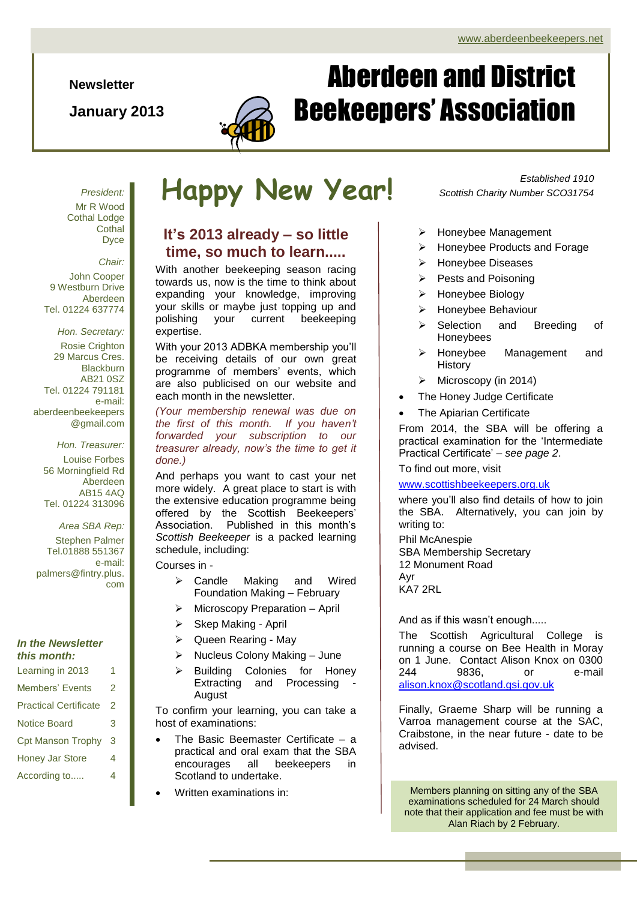www.aberdeenbeekeepers.net

# Aberdeen and District Beekeepers' Association

**Newsletter**

**January 2013**

*Established 1910*

*Scottish Charity Number SCO31754*

*President:*
Mr R Wood
Cothal Lodge
Cothal
Dyce

*Chair:*
John Cooper
9 Westburn Drive
Aberdeen
Tel. 01224 637774

*Hon. Secretary:*
Rosie Crighton
29 Marcus Cres.
Blackburn
AB21 0SZ
Tel. 01224 791181
e-mail:
aberdeenbeekeepers@gmail.com

*Hon. Treasurer:*
Louise Forbes
56 Morningfield Rd
Aberdeen
AB15 4AQ
Tel. 01224 313096

*Area SBA Rep:*
Stephen Palmer
Tel.01888 551367
e-mail:
palmers@fintry.plus.com

***In the Newsletter this month:***

| | |
|---|---|
| Learning in 2013 | 1 |
| Members' Events | 2 |
| Practical Certificate | 2 |
| Notice Board | 3 |
| Cpt Manson Trophy | 3 |
| Honey Jar Store | 4 |
| According to..... | 4 |

# Happy New Year!

## It's 2013 already – so little time, so much to learn.....

With another beekeeping season racing towards us, now is the time to think about expanding your knowledge, improving your skills or maybe just topping up and polishing your current beekeeping expertise.

With your 2013 ADBKA membership you'll be receiving details of our own great programme of members' events, which are also publicised on our website and each month in the newsletter.

*(Your membership renewal was due on the first of this month. If you haven't forwarded your subscription to our treasurer already, now's the time to get it done.)*

And perhaps you want to cast your net more widely. A great place to start is with the extensive education programme being offered by the Scottish Beekeepers' Association. Published in this month's *Scottish Beekeeper* is a packed learning schedule, including:

Courses in -

- Candle Making and Wired Foundation Making – February
- Microscopy Preparation – April
- Skep Making - April
- Queen Rearing - May
- Nucleus Colony Making – June
- Building Colonies for Honey Extracting and Processing - August

To confirm your learning, you can take a host of examinations:

- The Basic Beemaster Certificate – a practical and oral exam that the SBA encourages all beekeepers in Scotland to undertake.
- Written examinations in:
  - Honeybee Management
  - Honeybee Products and Forage
  - Honeybee Diseases
  - Pests and Poisoning
  - Honeybee Biology
  - Honeybee Behaviour
  - Selection and Breeding of Honeybees
  - Honeybee Management and History
  - Microscopy (in 2014)
- The Honey Judge Certificate
- The Apiarian Certificate

From 2014, the SBA will be offering a practical examination for the 'Intermediate Practical Certificate' – *see page 2*.

To find out more, visit

www.scottishbeekeepers.org.uk

where you'll also find details of how to join the SBA. Alternatively, you can join by writing to:

Phil McAnespie
SBA Membership Secretary
12 Monument Road
Ayr
KA7 2RL

And as if this wasn't enough.....

The Scottish Agricultural College is running a course on Bee Health in Moray on 1 June. Contact Alison Knox on 0300 244 9836, or e-mail alison.knox@scotland.gsi.gov.uk

Finally, Graeme Sharp will be running a Varroa management course at the SAC, Craibstone, in the near future - date to be advised.

Members planning on sitting any of the SBA examinations scheduled for 24 March should note that their application and fee must be with Alan Riach by 2 February.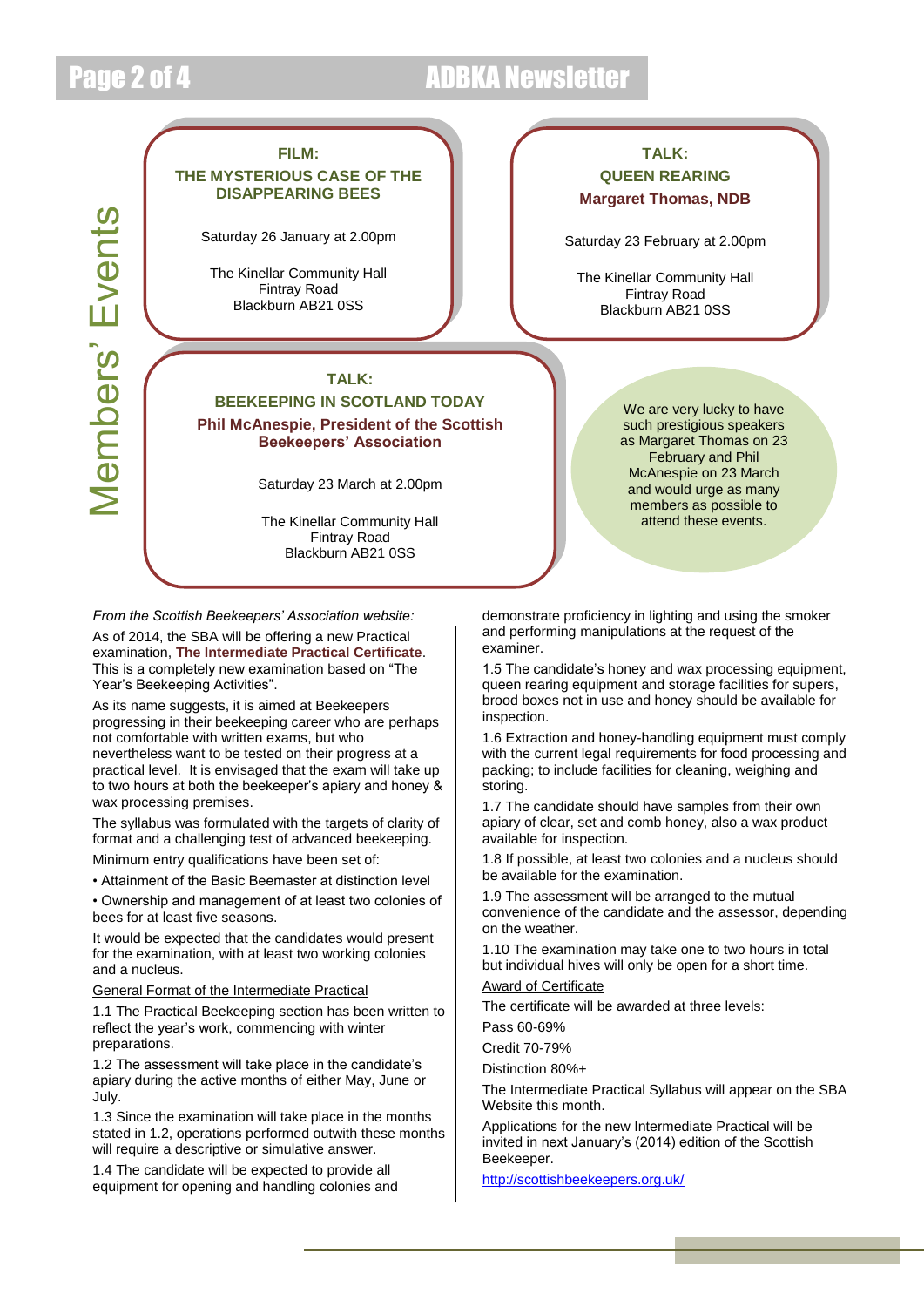# Members' Events

**FILM:**
**THE MYSTERIOUS CASE OF THE DISAPPEARING BEES**

Saturday 26 January at 2.00pm

The Kinellar Community Hall
Fintray Road
Blackburn AB21 0SS

**TALK:**
**QUEEN REARING**
**Margaret Thomas, NDB**

Saturday 23 February at 2.00pm

The Kinellar Community Hall
Fintray Road
Blackburn AB21 0SS

**TALK:**
**BEEKEEPING IN SCOTLAND TODAY**
**Phil McAnespie, President of the Scottish Beekeepers' Association**

Saturday 23 March at 2.00pm

The Kinellar Community Hall
Fintray Road
Blackburn AB21 0SS

We are very lucky to have such prestigious speakers as Margaret Thomas on 23 February and Phil McAnespie on 23 March and would urge as many members as possible to attend these events.

*From the Scottish Beekeepers' Association website:*

As of 2014, the SBA will be offering a new Practical examination, **The Intermediate Practical Certificate**. This is a completely new examination based on "The Year's Beekeeping Activities".

As its name suggests, it is aimed at Beekeepers progressing in their beekeeping career who are perhaps not comfortable with written exams, but who nevertheless want to be tested on their progress at a practical level. It is envisaged that the exam will take up to two hours at both the beekeeper's apiary and honey & wax processing premises.

The syllabus was formulated with the targets of clarity of format and a challenging test of advanced beekeeping.

Minimum entry qualifications have been set of:

- Attainment of the Basic Beemaster at distinction level
- Ownership and management of at least two colonies of bees for at least five seasons.

It would be expected that the candidates would present for the examination, with at least two working colonies and a nucleus.

General Format of the Intermediate Practical

1.1 The Practical Beekeeping section has been written to reflect the year's work, commencing with winter preparations.

1.2 The assessment will take place in the candidate's apiary during the active months of either May, June or July.

1.3 Since the examination will take place in the months stated in 1.2, operations performed outwith these months will require a descriptive or simulative answer.

1.4 The candidate will be expected to provide all equipment for opening and handling colonies and demonstrate proficiency in lighting and using the smoker and performing manipulations at the request of the examiner.

1.5 The candidate's honey and wax processing equipment, queen rearing equipment and storage facilities for supers, brood boxes not in use and honey should be available for inspection.

1.6 Extraction and honey-handling equipment must comply with the current legal requirements for food processing and packing; to include facilities for cleaning, weighing and storing.

1.7 The candidate should have samples from their own apiary of clear, set and comb honey, also a wax product available for inspection.

1.8 If possible, at least two colonies and a nucleus should be available for the examination.

1.9 The assessment will be arranged to the mutual convenience of the candidate and the assessor, depending on the weather.

1.10 The examination may take one to two hours in total but individual hives will only be open for a short time.

Award of Certificate

The certificate will be awarded at three levels:

Pass 60-69%

Credit 70-79%

Distinction 80%+

The Intermediate Practical Syllabus will appear on the SBA Website this month.

Applications for the new Intermediate Practical will be invited in next January's (2014) edition of the Scottish Beekeeper.

http://scottishbeekeepers.org.uk/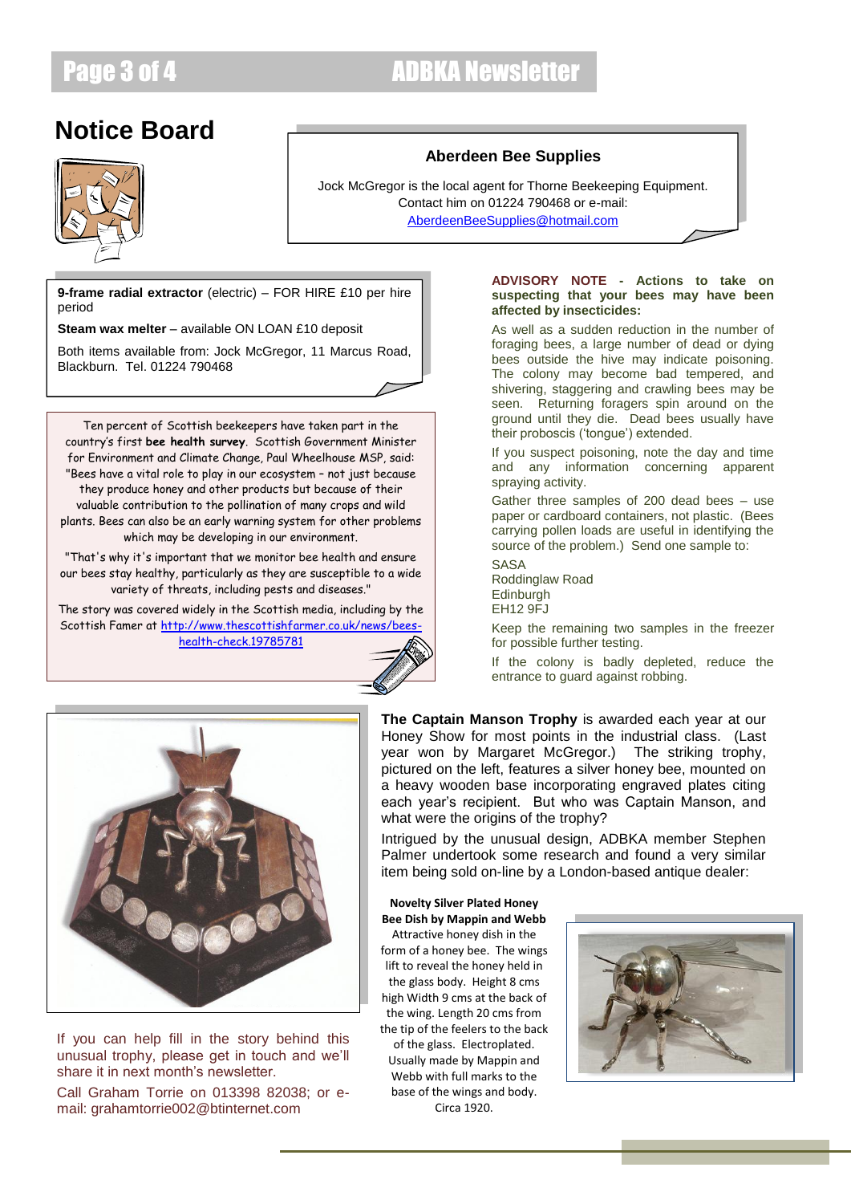# Notice Board

### Aberdeen Bee Supplies

Jock McGregor is the local agent for Thorne Beekeeping Equipment. Contact him on 01224 790468 or e-mail: AberdeenBeeSupplies@hotmail.com

**9-frame radial extractor** (electric) – FOR HIRE £10 per hire period

**Steam wax melter** – available ON LOAN £10 deposit

Both items available from: Jock McGregor, 11 Marcus Road, Blackburn. Tel. 01224 790468

Ten percent of Scottish beekeepers have taken part in the country's first **bee health survey**. Scottish Government Minister for Environment and Climate Change, Paul Wheelhouse MSP, said: "Bees have a vital role to play in our ecosystem – not just because they produce honey and other products but because of their valuable contribution to the pollination of many crops and wild plants. Bees can also be an early warning system for other problems which may be developing in our environment.

"That's why it's important that we monitor bee health and ensure our bees stay healthy, particularly as they are susceptible to a wide variety of threats, including pests and diseases."

The story was covered widely in the Scottish media, including by the Scottish Famer at http://www.thescottishfarmer.co.uk/news/bees-health-check.19785781

**ADVISORY NOTE - Actions to take on suspecting that your bees may have been affected by insecticides:**

As well as a sudden reduction in the number of foraging bees, a large number of dead or dying bees outside the hive may indicate poisoning. The colony may become bad tempered, and shivering, staggering and crawling bees may be seen. Returning foragers spin around on the ground until they die. Dead bees usually have their proboscis ('tongue') extended.

If you suspect poisoning, note the day and time and any information concerning apparent spraying activity.

Gather three samples of 200 dead bees – use paper or cardboard containers, not plastic. (Bees carrying pollen loads are useful in identifying the source of the problem.) Send one sample to:

SASA  
Roddinglaw Road  
Edinburgh  
EH12 9FJ

Keep the remaining two samples in the freezer for possible further testing.

If the colony is badly depleted, reduce the entrance to guard against robbing.

**The Captain Manson Trophy** is awarded each year at our Honey Show for most points in the industrial class. (Last year won by Margaret McGregor.) The striking trophy, pictured on the left, features a silver honey bee, mounted on a heavy wooden base incorporating engraved plates citing each year's recipient. But who was Captain Manson, and what were the origins of the trophy?

Intrigued by the unusual design, ADBKA member Stephen Palmer undertook some research and found a very similar item being sold on-line by a London-based antique dealer:

**Novelty Silver Plated Honey Bee Dish by Mappin and Webb**

Attractive honey dish in the form of a honey bee. The wings lift to reveal the honey held in the glass body. Height 8 cms high Width 9 cms at the back of the wing. Length 20 cms from the tip of the feelers to the back of the glass. Electroplated. Usually made by Mappin and Webb with full marks to the base of the wings and body. Circa 1920.

If you can help fill in the story behind this unusual trophy, please get in touch and we'll share it in next month's newsletter.

Call Graham Torrie on 013398 82038; or e-mail: grahamtorrie002@btinternet.com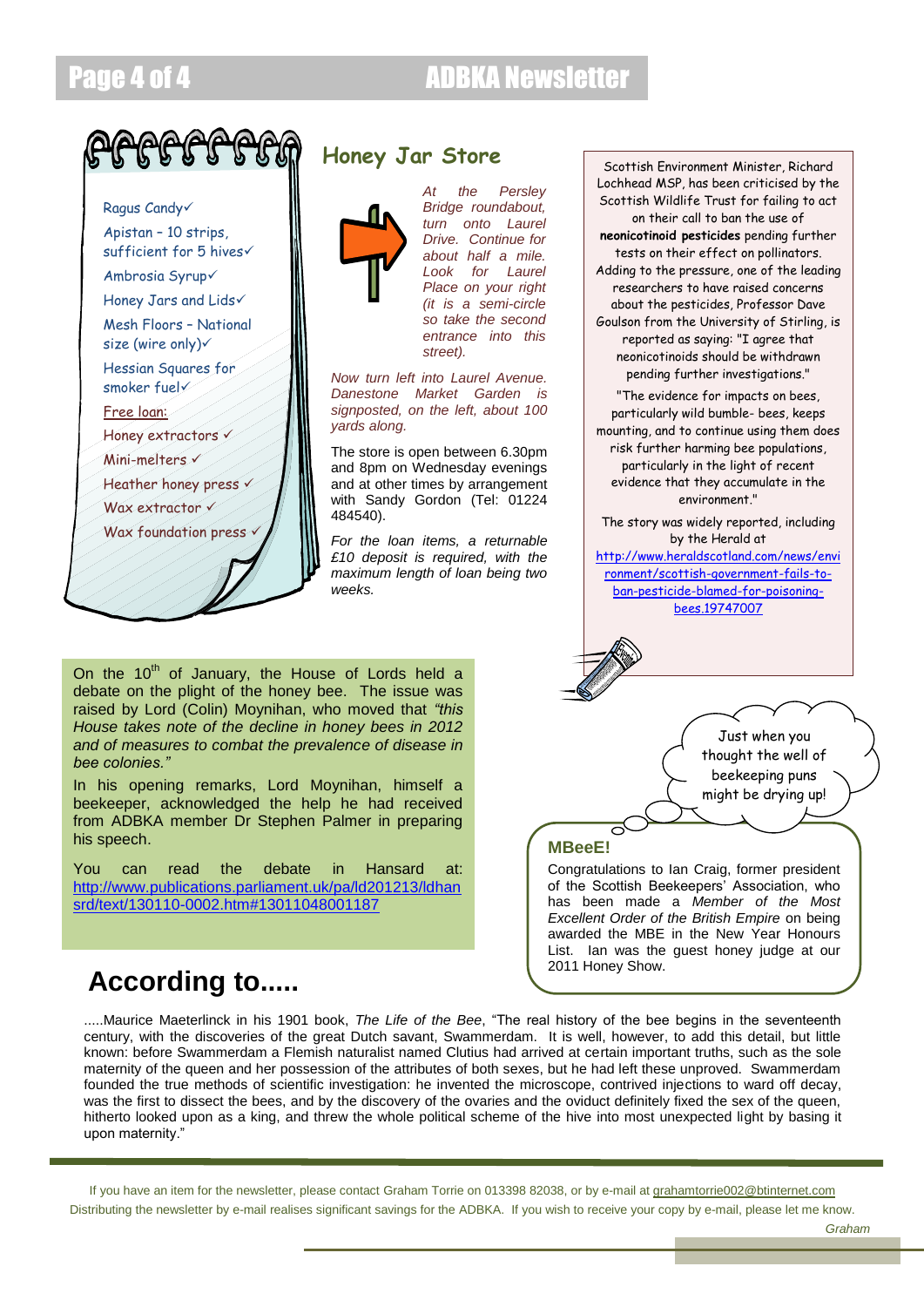Ragus Candy✓

Apistan – 10 strips, sufficient for 5 hives✓

Ambrosia Syrup✓

Honey Jars and Lids✓

Mesh Floors – National size (wire only)✓

Hessian Squares for smoker fuel✓

Free loan:

Honey extractors ✓

Mini-melters ✓

Heather honey press ✓

Wax extractor ✓

Wax foundation press ✓

## Honey Jar Store

*At the Persley Bridge roundabout, turn onto Laurel Drive. Continue for about half a mile. Look for Laurel Place on your right (it is a semi-circle so take the second entrance into this street).*

*Now turn left into Laurel Avenue. Danestone Market Garden is signposted, on the left, about 100 yards along.*

The store is open between 6.30pm and 8pm on Wednesday evenings and at other times by arrangement with Sandy Gordon (Tel: 01224 484540).

*For the loan items, a returnable £10 deposit is required, with the maximum length of loan being two weeks.*

Scottish Environment Minister, Richard Lochhead MSP, has been criticised by the Scottish Wildlife Trust for failing to act on their call to ban the use of **neonicotinoid pesticides** pending further tests on their effect on pollinators. Adding to the pressure, one of the leading researchers to have raised concerns about the pesticides, Professor Dave Goulson from the University of Stirling, is reported as saying: "I agree that neonicotinoids should be withdrawn pending further investigations."

"The evidence for impacts on bees, particularly wild bumble- bees, keeps mounting, and to continue using them does risk further harming bee populations, particularly in the light of recent evidence that they accumulate in the environment."

The story was widely reported, including by the Herald at http://www.heraldscotland.com/news/environment/scottish-government-fails-to-ban-pesticide-blamed-for-poisoning-bees.19747007

On the 10th of January, the House of Lords held a debate on the plight of the honey bee. The issue was raised by Lord (Colin) Moynihan, who moved that *"this House takes note of the decline in honey bees in 2012 and of measures to combat the prevalence of disease in bee colonies."*

In his opening remarks, Lord Moynihan, himself a beekeeper, acknowledged the help he had received from ADBKA member Dr Stephen Palmer in preparing his speech.

You can read the debate in Hansard at: http://www.publications.parliament.uk/pa/ld201213/ldhansrd/text/130110-0002.htm#13011048001187

Just when you thought the well of beekeeping puns might be drying up!

### MBeeE!

Congratulations to Ian Craig, former president of the Scottish Beekeepers' Association, who has been made a *Member of the Most Excellent Order of the British Empire* on being awarded the MBE in the New Year Honours List. Ian was the guest honey judge at our 2011 Honey Show.

## According to.....

.....Maurice Maeterlinck in his 1901 book, *The Life of the Bee*, "The real history of the bee begins in the seventeenth century, with the discoveries of the great Dutch savant, Swammerdam. It is well, however, to add this detail, but little known: before Swammerdam a Flemish naturalist named Clutius had arrived at certain important truths, such as the sole maternity of the queen and her possession of the attributes of both sexes, but he had left these unproved. Swammerdam founded the true methods of scientific investigation: he invented the microscope, contrived injections to ward off decay, was the first to dissect the bees, and by the discovery of the ovaries and the oviduct definitely fixed the sex of the queen, hitherto looked upon as a king, and threw the whole political scheme of the hive into most unexpected light by basing it upon maternity."

If you have an item for the newsletter, please contact Graham Torrie on 013398 82038, or by e-mail at grahamtorrie002@btinternet.com

Distributing the newsletter by e-mail realises significant savings for the ADBKA. If you wish to receive your copy by e-mail, please let me know.

*Graham*